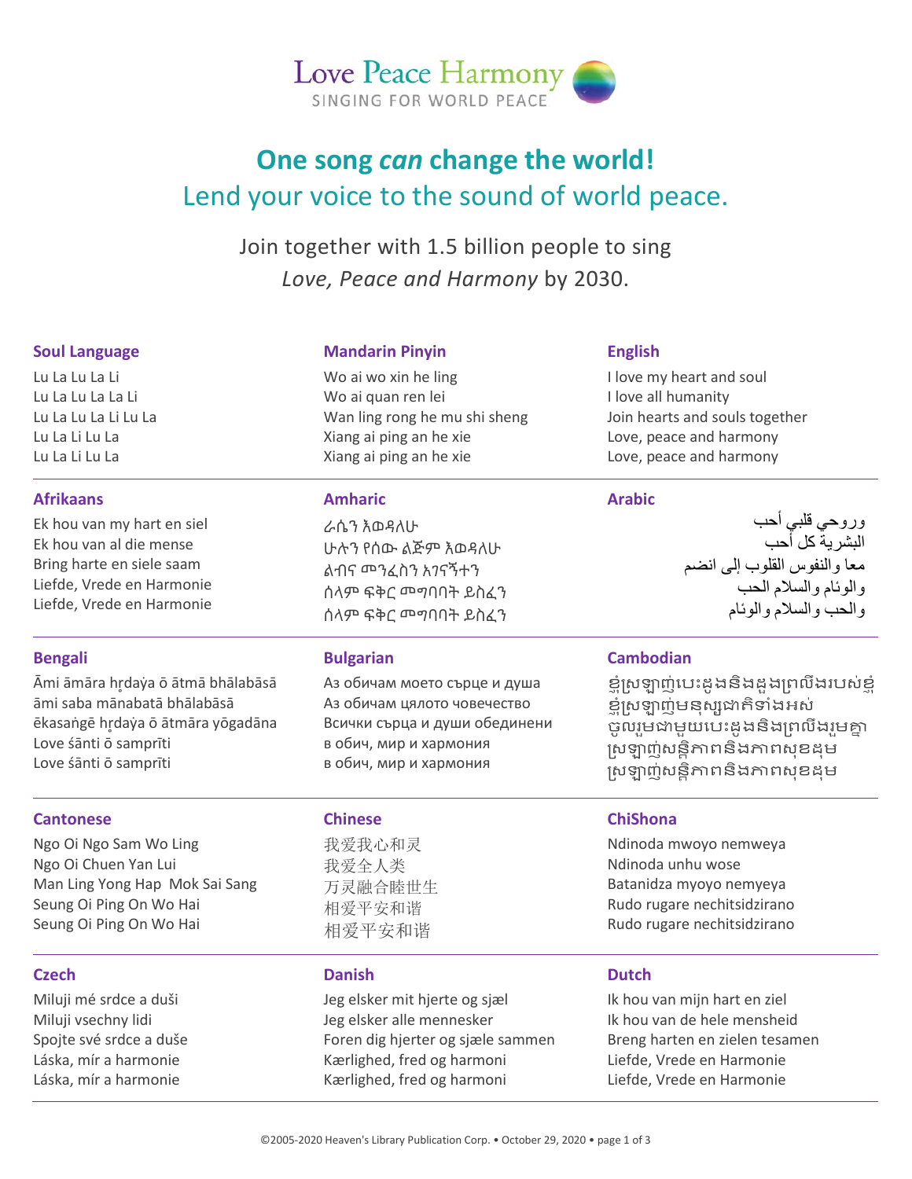Love Peace Harmony
SINGING FOR WORLD PEACE

# One song *can* change the world!

## Lend your voice to the sound of world peace.

Join together with 1.5 billion people to sing *Love, Peace and Harmony* by 2030.

### Soul Language

Lu La Lu La Li
Lu La Lu La La Li
Lu La Lu La Li Lu La
Lu La Li Lu La
Lu La Li Lu La

### Mandarin Pinyin

Wo ai wo xin he ling
Wo ai quan ren lei
Wan ling rong he mu shi sheng
Xiang ai ping an he xie
Xiang ai ping an he xie

### English

I love my heart and soul
I love all humanity
Join hearts and souls together
Love, peace and harmony
Love, peace and harmony

### Afrikaans

Ek hou van my hart en siel
Ek hou van al die mense
Bring harte en siele saam
Liefde, Vrede en Harmonie
Liefde, Vrede en Harmonie

### Amharic

ራሴን እወዳለሁ
ሁሉን የሰው ልጅም እወዳለሁ
ልብና መንፈስን አገናኝተን
ሰላም ፍቅር መግባባት ይስፈን
ሰላም ፍቅር መግባባት ይስፈን

### Arabic

أحب قلبي وروحي
أحب كل البشرية
معا والنفوس القلوب إلى انضم
الحب والسلام والوئام
والحب والسلام والوئام

### Bengali

Āmi āmāra hr̥daẏa ō ātmā bhālabāsā
āmi saba mānabatā bhālabāsā
ēkasaṅgē hr̥daẏa ō ātmāra yōgadāna
Love śānti ō samprīti
Love śānti ō samprīti

### Bulgarian

Аз обичам моето сърце и душа
Аз обичам цялото човечество
Всички сърца и души обединени
в обич, мир и хармония
в обич, мир и хармония

### Cambodian

ខ្ញុំស្រឡាញ់បេះដូងនិងដួងព្រលឹងរបស់ខ្ញុំ
ខ្ញុំស្រឡាញ់មនុស្សជាតិទាំងអស់
ចូលរួមជាមួយបេះដូងនិងព្រលឹងរួមគ្នា
ស្រឡាញ់សន្តិភាពនិងភាពសុខដុម
ស្រឡាញ់សន្តិភាពនិងភាពសុខដុម

### Cantonese

Ngo Oi Ngo Sam Wo Ling
Ngo Oi Chuen Yan Lui
Man Ling Yong Hap Mok Sai Sang
Seung Oi Ping On Wo Hai
Seung Oi Ping On Wo Hai

### Chinese

我爱我心和灵
我爱全人类
万灵融合睦世生
相爱平安和谐
相爱平安和谐

### ChiShona

Ndinoda mwoyo nemweya
Ndinoda unhu wose
Batanidza myoyo nemyeya
Rudo rugare nechitsidzirano
Rudo rugare nechitsidzirano

### Czech

Miluji mé srdce a duši
Miluji vsechny lidi
Spojte své srdce a duše
Láska, mír a harmonie
Láska, mír a harmonie

### Danish

Jeg elsker mit hjerte og sjæl
Jeg elsker alle mennesker
Foren dig hjerter og sjæle sammen
Kærlighed, fred og harmoni
Kærlighed, fred og harmoni

### Dutch

Ik hou van mijn hart en ziel
Ik hou van de hele mensheid
Breng harten en zielen tesamen
Liefde, Vrede en Harmonie
Liefde, Vrede en Harmonie

©2005-2020 Heaven's Library Publication Corp. • October 29, 2020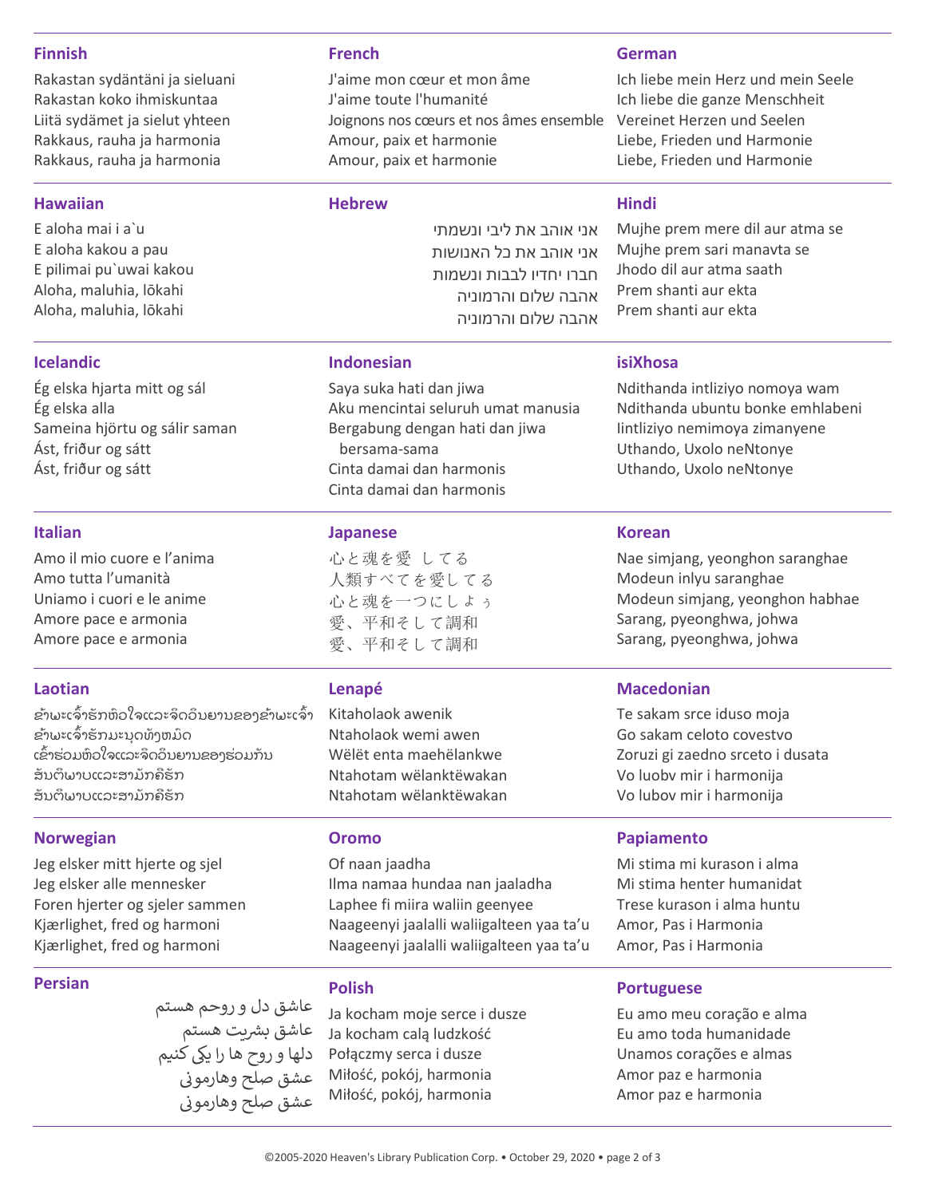### Finnish

Rakastan sydäntäni ja sieluani
Rakastan koko ihmiskuntaa
Liitä sydämet ja sielut yhteen
Rakkaus, rauha ja harmonia
Rakkaus, rauha ja harmonia

### French

J'aime mon cœur et mon âme
J'aime toute l'humanité
Joignons nos cœurs et nos âmes ensemble
Amour, paix et harmonie
Amour, paix et harmonie

### German

Ich liebe mein Herz und mein Seele
Ich liebe die ganze Menschheit
Vereinet Herzen und Seelen
Liebe, Frieden und Harmonie
Liebe, Frieden und Harmonie

### Hawaiian

E aloha mai i a`u
E aloha kakou a pau
E pilimai pu`uwai kakou
Aloha, maluhia, lōkahi
Aloha, maluhia, lōkahi

### Hebrew

אני אוהב את ליבי ונשמתי
אני אוהב את כל האנושות
חברו יחדיו לבבות ונשמות
אהבה שלום והרמוניה
אהבה שלום והרמוניה

### Hindi

Mujhe prem mere dil aur atma se
Mujhe prem sari manavta se
Jhodo dil aur atma saath
Prem shanti aur ekta
Prem shanti aur ekta

### Icelandic

Ég elska hjarta mitt og sál
Ég elska alla
Sameina hjörtu og sálir saman
Ást, friður og sátt
Ást, friður og sátt

### Indonesian

Saya suka hati dan jiwa
Aku mencintai seluruh umat manusia
Bergabung dengan hati dan jiwa bersama-sama
Cinta damai dan harmonis
Cinta damai dan harmonis

### isiXhosa

Ndithanda intliziyo nomoya wam
Ndithanda ubuntu bonke emhlabeni
Iintliziyo nemimoya zimanyene
Uthando, Uxolo neNtonye
Uthando, Uxolo neNtonye

### Italian

Amo il mio cuore e l'anima
Amo tutta l'umanità
Uniamo i cuori e le anime
Amore pace e armonia
Amore pace e armonia

### Japanese

心と魂を愛 してる
人類すべてを愛してる
心と魂を一つにしょぅ
愛、平和そして調和
愛、平和そして調和

### Korean

Nae simjang, yeonghon saranghae
Modeun inlyu saranghae
Modeun simjang, yeonghon habhae
Sarang, pyeonghwa, johwa
Sarang, pyeonghwa, johwa

### Laotian

ຂ້າພະເຈົ້າຮັກຫົວໃຈແລະຈິດວິນຍານຂອງຂ້າພະເຈົ້າ
ຂ້າພະເຈົ້າຮັກມະນຸດທັງຫມົດ
ເຂົ້າຮ່ວມຫົວໃຈແລະຈິດວິນຍານຂອງຮ່ວມກັນ
ສັນຕິພາບແລະສາມັກຄີຮັກ
ສັນຕິພາບແລະສາມັກຄີຮັກ

### Lenapé

Kitaholaok awenik
Ntaholaok wemi awen
Wëlët enta maehëlankwe
Ntahotam wëlanktëwakan
Ntahotam wëlanktëwakan

### Macedonian

Te sakam srce iduso moja
Go sakam celoto covestvo
Zoruzi gi zaedno srceto i dusata
Vo luobv mir i harmonija
Vo lubov mir i harmonija

### Norwegian

Jeg elsker mitt hjerte og sjel
Jeg elsker alle mennesker
Foren hjerter og sjeler sammen
Kjærlighet, fred og harmoni
Kjærlighet, fred og harmoni

### Oromo

Of naan jaadha
Ilma namaa hundaa nan jaaladha
Laphee fi miira waliin geenyee
Naageenyi jaalalli waliigalteen yaa ta'u
Naageenyi jaalalli waliigalteen yaa ta'u

### Papiamento

Mi stima mi kurason i alma
Mi stima henter humanidat
Trese kurason i alma huntu
Amor, Pas i Harmonia
Amor, Pas i Harmonia

### Persian

عاشق دل و روحم هستم
عاشق بشریت هستم
دلها و روح ها را یکی کنیم
عشق صلح وهارمونی
عشق صلح وهارمونی

### Polish

Ja kocham moje serce i dusze
Ja kocham całą ludzkość
Połączmy serca i dusze
Miłość, pokój, harmonia
Miłość, pokój, harmonia

### Portuguese

Eu amo meu coração e alma
Eu amo toda humanidade
Unamos corações e almas
Amor paz e harmonia
Amor paz e harmonia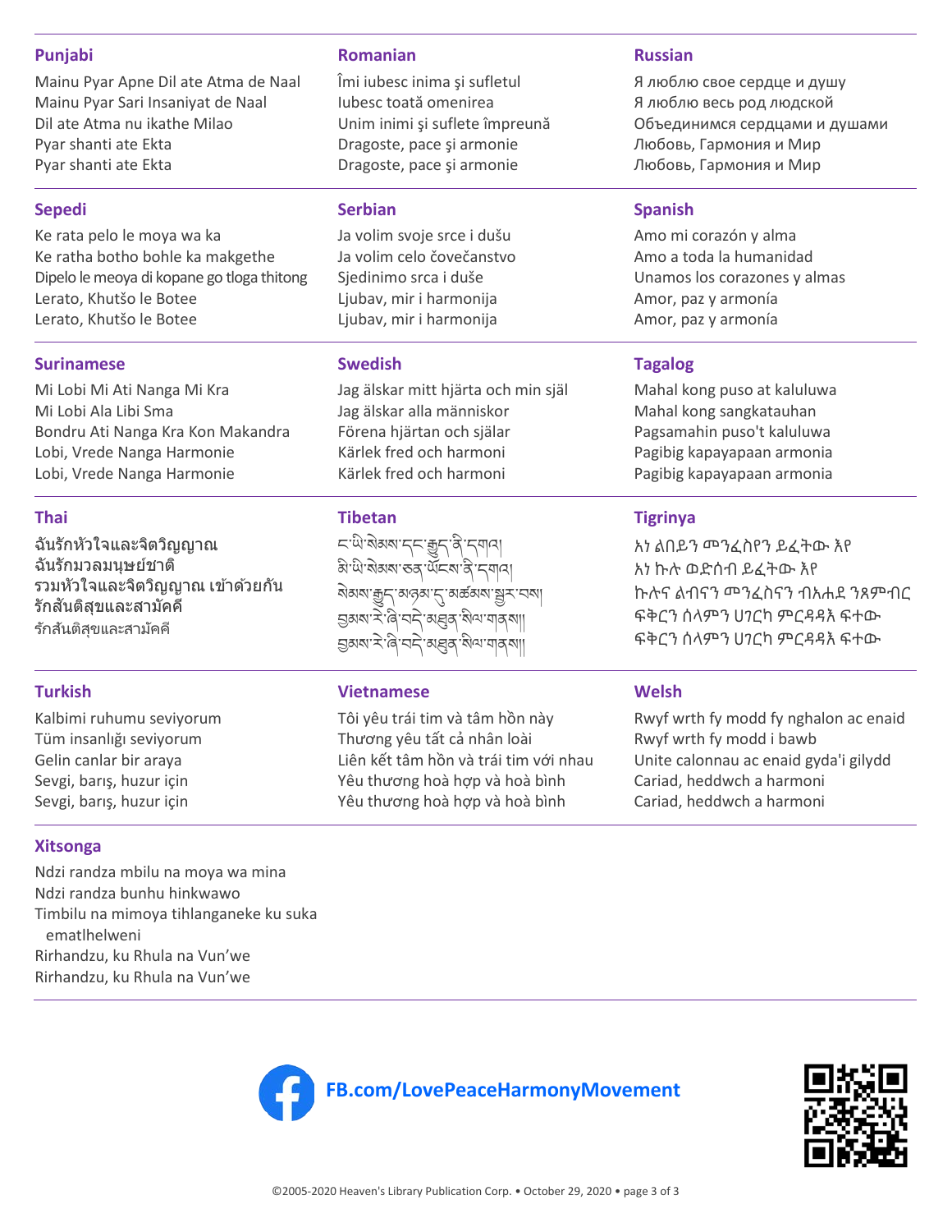## Punjabi

Mainu Pyar Apne Dil ate Atma de Naal
Mainu Pyar Sari Insaniyat de Naal
Dil ate Atma nu ikathe Milao
Pyar shanti ate Ekta
Pyar shanti ate Ekta

## Romanian

Îmi iubesc inima şi sufletul
Iubesc toată omenirea
Unim inimi şi suflete împreună
Dragoste, pace şi armonie
Dragoste, pace şi armonie

## Russian

Я люблю свое сердце и душу
Я люблю весь род людской
Объединимся сердцами и душами
Любовь, Гармония и Мир
Любовь, Гармония и Мир

## Sepedi

Ke rata pelo le moya wa ka
Ke ratha botho bohle ka makgethe
Dipelo le meoya di kopane go tloga thitong
Lerato, Khutšo le Botee
Lerato, Khutšo le Botee

## Serbian

Ja volim svoje srce i dušu
Ja volim celo čovečanstvo
Sjedinimo srca i duše
Ljubav, mir i harmonija
Ljubav, mir i harmonija

## Spanish

Amo mi corazón y alma
Amo a toda la humanidad
Unamos los corazones y almas
Amor, paz y armonía
Amor, paz y armonía

## Surinamese

Mi Lobi Mi Ati Nanga Mi Kra
Mi Lobi Ala Libi Sma
Bondru Ati Nanga Kra Kon Makandra
Lobi, Vrede Nanga Harmonie
Lobi, Vrede Nanga Harmonie

## Swedish

Jag älskar mitt hjärta och min själ
Jag älskar alla människor
Förena hjärtan och själar
Kärlek fred och harmoni
Kärlek fred och harmoni

## Tagalog

Mahal kong puso at kaluluwa
Mahal kong sangkatauhan
Pagsamahin puso't kaluluwa
Pagibig kapayapaan armonia
Pagibig kapayapaan armonia

## Thai

ฉันรักหัวใจและจิตวิญญาณ
ฉันรักมวลมนุษย์ชาติ
รวมหัวใจและจิตวิญญาณ เข้าด้วยกัน
รักสันติสุขและสามัคคี
รักสันติสุขและสามัคคี

## Tibetan

ང་ཡི་སེམས་དང་རྒྱུད་ནི་དགའ།
མི་ཡི་སེམས་ཅན་ཡོངས་ནི་དགའ།
སེམས་རྒྱུད་མཉམ་དུ་མཚམས་སྦྱོར་བས།
བྱམས་རེ་ཞི་བདེ་མཐུན་སྒྲིལ་གནས།།
བྱམས་རེ་ཞི་བདེ་མཐུན་སྒྲིལ་གནས།།

## Tigrinya

ኣነ ልበይን መንፈስየን ይፈትው እየ
ኣነ ኩሉ ወድሰብ ይፈትው እየ
ኩሉና ልብናን መንፈስናን ብሓሐደ ንጸምብር
ፍቅርን ሰላምን ሀገርካ ምርዳዳእ ፍተው
ፍቅርን ሰላምን ሀገርካ ምርዳዳእ ፍተው

## Turkish

Kalbimi ruhumu seviyorum
Tüm insanlığı seviyorum
Gelin canlar bir araya
Sevgi, barış, huzur için
Sevgi, barış, huzur için

## Vietnamese

Tôi yêu trái tim và tâm hồn này
Thương yêu tất cả nhân loài
Liên kết tâm hồn và trái tim với nhau
Yêu thương hoà hợp và hoà bình
Yêu thương hoà hợp và hoà bình

## Welsh

Rwyf wrth fy modd fy nghalon ac enaid
Rwyf wrth fy modd i bawb
Unite calonnau ac enaid gyda'i gilydd
Cariad, heddwch a harmoni
Cariad, heddwch a harmoni

## Xitsonga

Ndzi randza mbilu na moya wa mina
Ndzi randza bunhu hinkwawo
Timbilu na mimoya tihlanganeke ku suka ematlhelweni
Rirhandzu, ku Rhula na Vun'we
Rirhandzu, ku Rhula na Vun'we

FB.com/LovePeaceHarmonyMovement

©2005-2020 Heaven's Library Publication Corp. • October 29, 2020